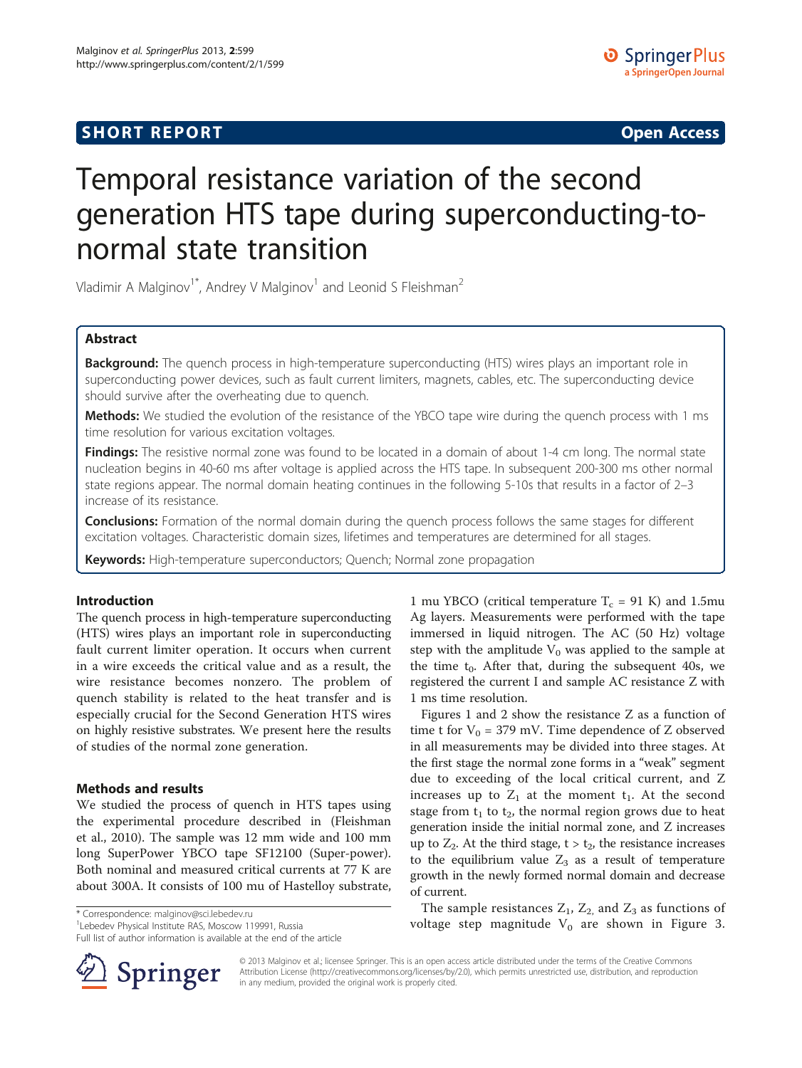SHORT REPORT Open Access

# Temporal resistance variation of the second generation HTS tape during superconducting-to-normal state transition

Vladimir A Malginov[1*], Andrey V Malginov[1] and Leonid S Fleishman[2]

## Abstract

**Background:** The quench process in high-temperature superconducting (HTS) wires plays an important role in superconducting power devices, such as fault current limiters, magnets, cables, etc. The superconducting device should survive after the overheating due to quench.

**Methods:** We studied the evolution of the resistance of the YBCO tape wire during the quench process with 1 ms time resolution for various excitation voltages.

**Findings:** The resistive normal zone was found to be located in a domain of about 1-4 cm long. The normal state nucleation begins in 40-60 ms after voltage is applied across the HTS tape. In subsequent 200-300 ms other normal state regions appear. The normal domain heating continues in the following 5-10s that results in a factor of 2–3 increase of its resistance.

**Conclusions:** Formation of the normal domain during the quench process follows the same stages for different excitation voltages. Characteristic domain sizes, lifetimes and temperatures are determined for all stages.

**Keywords:** High-temperature superconductors; Quench; Normal zone propagation

## Introduction

The quench process in high-temperature superconducting (HTS) wires plays an important role in superconducting fault current limiter operation. It occurs when current in a wire exceeds the critical value and as a result, the wire resistance becomes nonzero. The problem of quench stability is related to the heat transfer and is especially crucial for the Second Generation HTS wires on highly resistive substrates. We present here the results of studies of the normal zone generation.

## Methods and results

We studied the process of quench in HTS tapes using the experimental procedure described in (Fleishman et al., 2010). The sample was 12 mm wide and 100 mm long SuperPower YBCO tape SF12100 (Super-power). Both nominal and measured critical currents at 77 K are about 300A. It consists of 100 mu of Hastelloy substrate, 1 mu YBCO (critical temperature $T_c$ = 91 K) and 1.5mu Ag layers. Measurements were performed with the tape immersed in liquid nitrogen. The AC (50 Hz) voltage step with the amplitude $V_0$ was applied to the sample at the time $t_0$. After that, during the subsequent 40s, we registered the current I and sample AC resistance Z with 1 ms time resolution.

Figures 1 and 2 show the resistance Z as a function of time t for $V_0$ = 379 mV. Time dependence of Z observed in all measurements may be divided into three stages. At the first stage the normal zone forms in a "weak" segment due to exceeding of the local critical current, and Z increases up to $Z_1$ at the moment $t_1$. At the second stage from $t_1$ to $t_2$, the normal region grows due to heat generation inside the initial normal zone, and Z increases up to $Z_2$. At the third stage, $t > t_2$, the resistance increases to the equilibrium value $Z_3$ as a result of temperature growth in the newly formed normal domain and decrease of current.

The sample resistances $Z_1$, $Z_2$, and $Z_3$ as functions of voltage step magnitude $V_0$ are shown in Figure 3.

* Correspondence: malginov@sci.lebedev.ru
[1]Lebedev Physical Institute RAS, Moscow 119991, Russia
Full list of author information is available at the end of the article

© 2013 Malginov et al.; licensee Springer. This is an open access article distributed under the terms of the Creative Commons Attribution License (http://creativecommons.org/licenses/by/2.0), which permits unrestricted use, distribution, and reproduction in any medium, provided the original work is properly cited.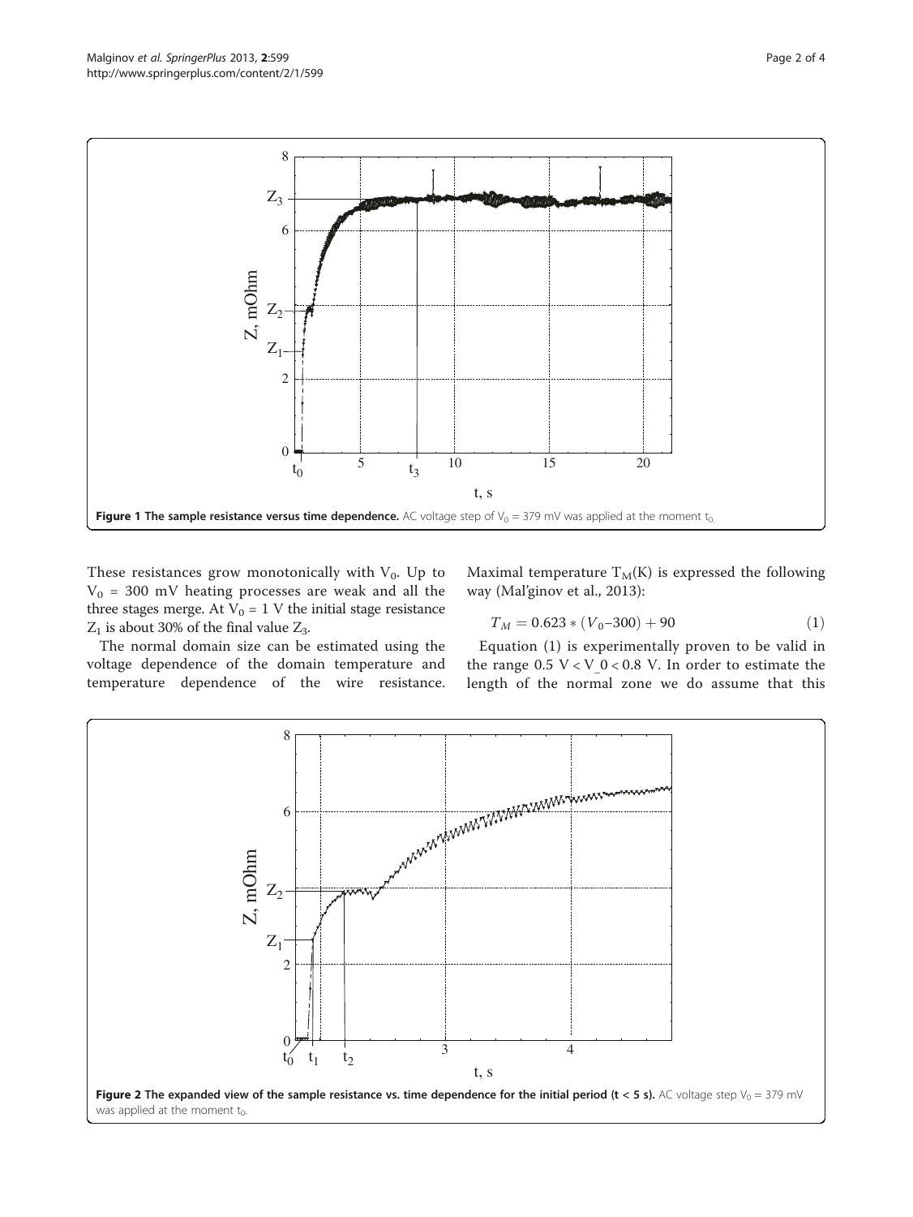Figure 1 The sample resistance versus time dependence. AC voltage step of $V_0 = 379$ mV was applied at the moment $t_0$.

These resistances grow monotonically with $V_0$. Up to $V_0 = 300$ mV heating processes are weak and all the three stages merge. At $V_0 = 1$ V the initial stage resistance $Z_1$ is about 30% of the final value $Z_3$.

The normal domain size can be estimated using the voltage dependence of the domain temperature and temperature dependence of the wire resistance. Maximal temperature $T_M$(K) is expressed the following way (Mal'ginov et al., 2013):

$$T_M = 0.623 * (V_0 - 300) + 90 \tag{1}$$

Equation (1) is experimentally proven to be valid in the range $0.5\text{ V} < V_0 < 0.8\text{ V}$. In order to estimate the length of the normal zone we do assume that this

Figure 2 The expanded view of the sample resistance vs. time dependence for the initial period (t < 5 s). AC voltage step $V_0 = 379$ mV was applied at the moment $t_0$.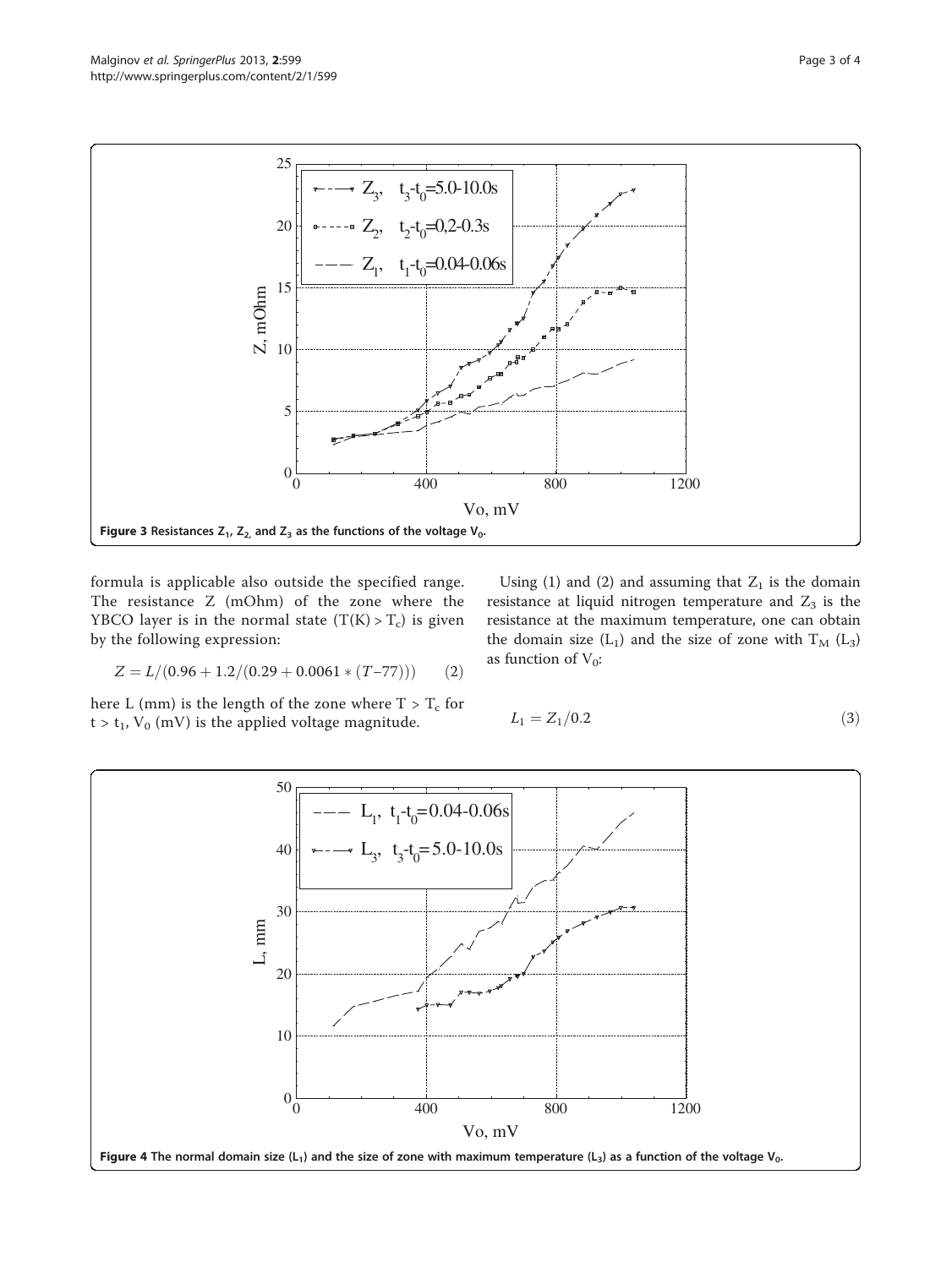Figure 3 Resistances $Z_1$, $Z_2$, and $Z_3$ as the functions of the voltage $V_0$.

formula is applicable also outside the specified range. The resistance Z (mOhm) of the zone where the YBCO layer is in the normal state ($T(K) > T_c$) is given by the following expression:

$$Z = L/(0.96 + 1.2/(0.29 + 0.0061 * (T - 77))) \quad (2)$$

here L (mm) is the length of the zone where $T > T_c$ for $t > t_1$, $V_0$ (mV) is the applied voltage magnitude.

Using (1) and (2) and assuming that $Z_1$ is the domain resistance at liquid nitrogen temperature and $Z_3$ is the resistance at the maximum temperature, one can obtain the domain size ($L_1$) and the size of zone with $T_M$ ($L_3$) as function of $V_0$:

$$L_1 = Z_1/0.2 \quad (3)$$

Figure 4 The normal domain size ($L_1$) and the size of zone with maximum temperature ($L_3$) as a function of the voltage $V_0$.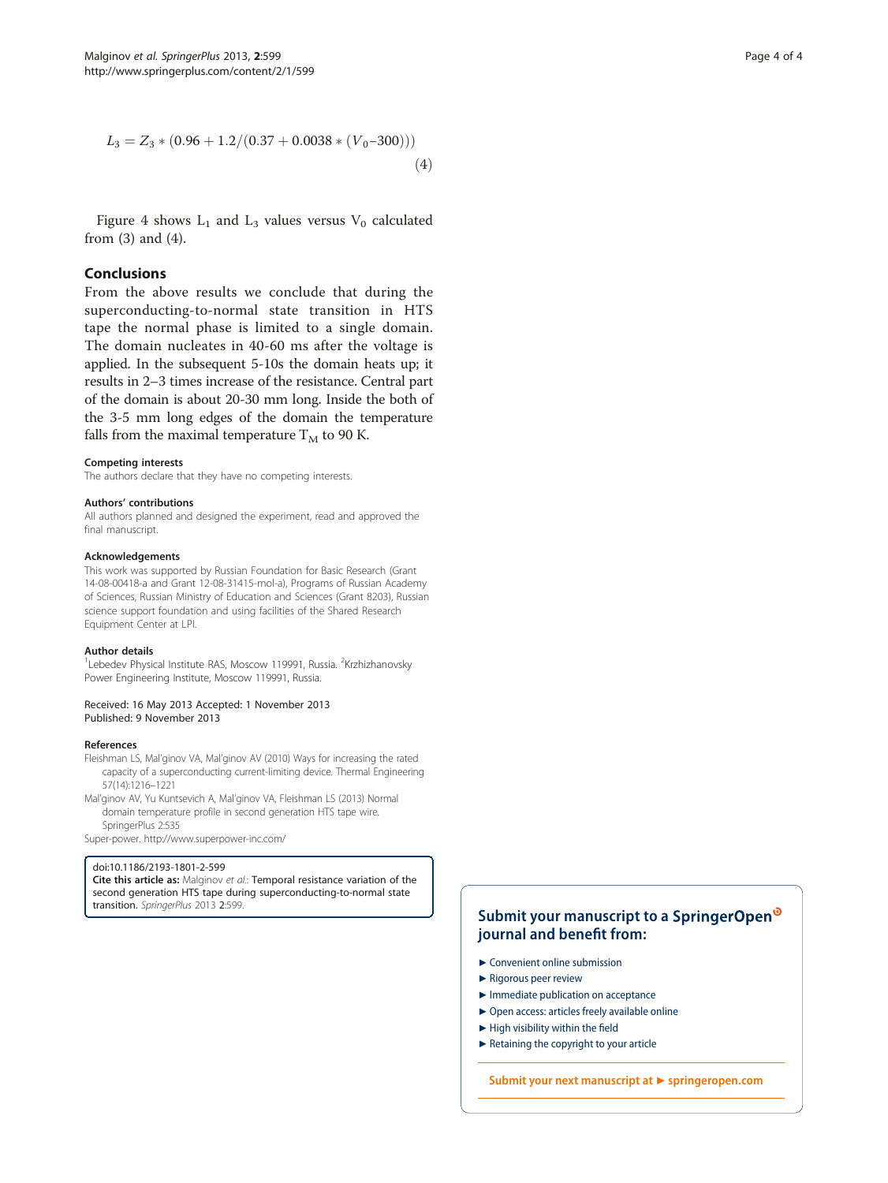$$L_3 = Z_3 * (0.96 + 1.2/(0.37 + 0.0038 * (V_0 - 300))) \tag{4}$$

Figure 4 shows $L_1$ and $L_3$ values versus $V_0$ calculated from (3) and (4).

## Conclusions

From the above results we conclude that during the superconducting-to-normal state transition in HTS tape the normal phase is limited to a single domain. The domain nucleates in 40-60 ms after the voltage is applied. In the subsequent 5-10s the domain heats up; it results in 2–3 times increase of the resistance. Central part of the domain is about 20-30 mm long. Inside the both of the 3-5 mm long edges of the domain the temperature falls from the maximal temperature $T_M$ to 90 K.

#### Competing interests

The authors declare that they have no competing interests.

#### Authors' contributions

All authors planned and designed the experiment, read and approved the final manuscript.

#### Acknowledgements

This work was supported by Russian Foundation for Basic Research (Grant 14-08-00418-a and Grant 12-08-31415-mol-a), Programs of Russian Academy of Sciences, Russian Ministry of Education and Sciences (Grant 8203), Russian science support foundation and using facilities of the Shared Research Equipment Center at LPI.

#### Author details

[1]Lebedev Physical Institute RAS, Moscow 119991, Russia. [2]Krzhizhanovsky Power Engineering Institute, Moscow 119991, Russia.

Received: 16 May 2013 Accepted: 1 November 2013
Published: 9 November 2013

#### References

Fleishman LS, Mal'ginov VA, Mal'ginov AV (2010) Ways for increasing the rated capacity of a superconducting current-limiting device. Thermal Engineering 57(14):1216–1221

Mal'ginov AV, Yu Kuntsevich A, Mal'ginov VA, Fleishman LS (2013) Normal domain temperature profile in second generation HTS tape wire. SpringerPlus 2:535

Super-power. http://www.superpower-inc.com/

doi:10.1186/2193-1801-2-599

**Cite this article as:** Malginov *et al.*: Temporal resistance variation of the second generation HTS tape during superconducting-to-normal state transition. *SpringerPlus* 2013 **2**:599.

**Submit your manuscript to a SpringerOpen journal and benefit from:**

- ► Convenient online submission
- ► Rigorous peer review
- ► Immediate publication on acceptance
- ► Open access: articles freely available online
- ► High visibility within the field
- ► Retaining the copyright to your article

**Submit your next manuscript at ► springeropen.com**